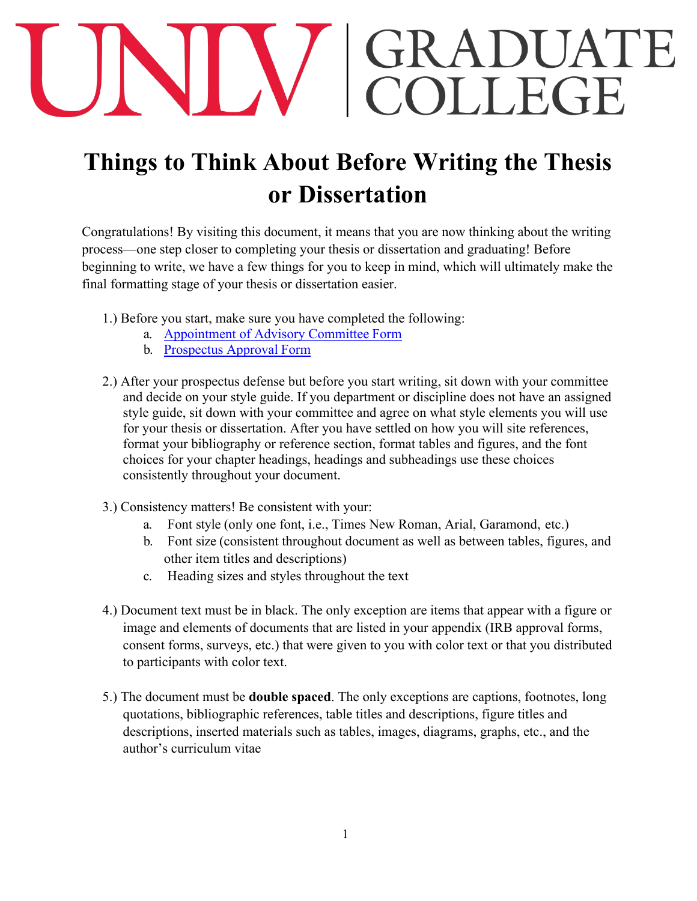UNLV | GRADUATE COLLEGE

# Things to Think About Before Writing the Thesis or Dissertation

Congratulations! By visiting this document, it means that you are now thinking about the writing process—one step closer to completing your thesis or dissertation and graduating! Before beginning to write, we have a few things for you to keep in mind, which will ultimately make the final formatting stage of your thesis or dissertation easier.

1.) Before you start, make sure you have completed the following:
   a. Appointment of Advisory Committee Form
   b. Prospectus Approval Form

2.) After your prospectus defense but before you start writing, sit down with your committee and decide on your style guide. If you department or discipline does not have an assigned style guide, sit down with your committee and agree on what style elements you will use for your thesis or dissertation. After you have settled on how you will site references, format your bibliography or reference section, format tables and figures, and the font choices for your chapter headings, headings and subheadings use these choices consistently throughout your document.

3.) Consistency matters! Be consistent with your:
   a. Font style (only one font, i.e., Times New Roman, Arial, Garamond, etc.)
   b. Font size (consistent throughout document as well as between tables, figures, and other item titles and descriptions)
   c. Heading sizes and styles throughout the text

4.) Document text must be in black. The only exception are items that appear with a figure or image and elements of documents that are listed in your appendix (IRB approval forms, consent forms, surveys, etc.) that were given to you with color text or that you distributed to participants with color text.

5.) The document must be **double spaced**. The only exceptions are captions, footnotes, long quotations, bibliographic references, table titles and descriptions, figure titles and descriptions, inserted materials such as tables, images, diagrams, graphs, etc., and the author's curriculum vitae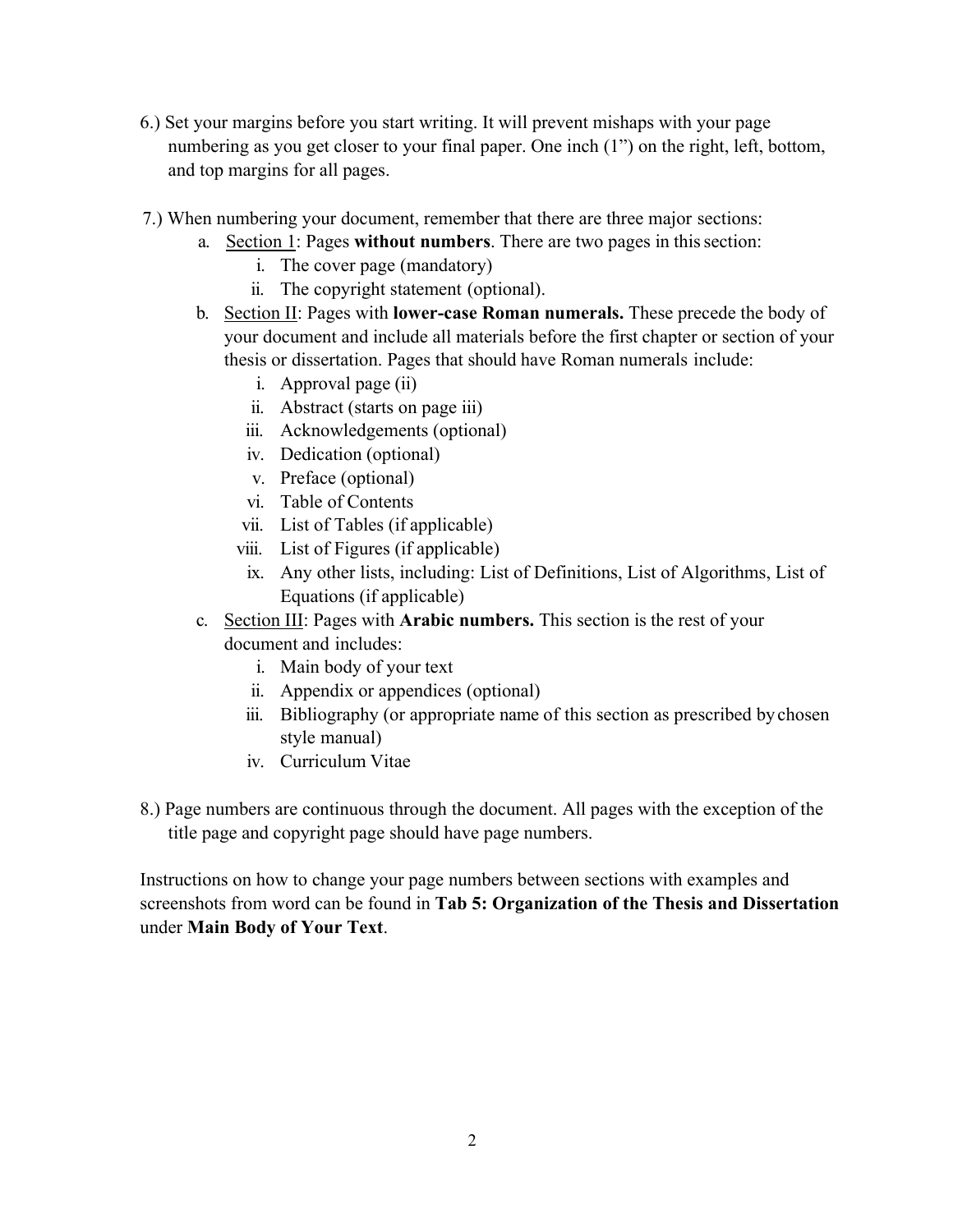6.) Set your margins before you start writing. It will prevent mishaps with your page numbering as you get closer to your final paper. One inch (1") on the right, left, bottom, and top margins for all pages.

7.) When numbering your document, remember that there are three major sections:

   a. <u>Section 1</u>: Pages **without numbers**. There are two pages in this section:
      i. The cover page (mandatory)
      ii. The copyright statement (optional).

   b. <u>Section II</u>: Pages with **lower-case Roman numerals.** These precede the body of your document and include all materials before the first chapter or section of your thesis or dissertation. Pages that should have Roman numerals include:
      i. Approval page (ii)
      ii. Abstract (starts on page iii)
      iii. Acknowledgements (optional)
      iv. Dedication (optional)
      v. Preface (optional)
      vi. Table of Contents
      vii. List of Tables (if applicable)
      viii. List of Figures (if applicable)
      ix. Any other lists, including: List of Definitions, List of Algorithms, List of Equations (if applicable)

   c. <u>Section III</u>: Pages with **Arabic numbers.** This section is the rest of your document and includes:
      i. Main body of your text
      ii. Appendix or appendices (optional)
      iii. Bibliography (or appropriate name of this section as prescribed by chosen style manual)
      iv. Curriculum Vitae

8.) Page numbers are continuous through the document. All pages with the exception of the title page and copyright page should have page numbers.

Instructions on how to change your page numbers between sections with examples and screenshots from word can be found in **Tab 5: Organization of the Thesis and Dissertation** under **Main Body of Your Text**.